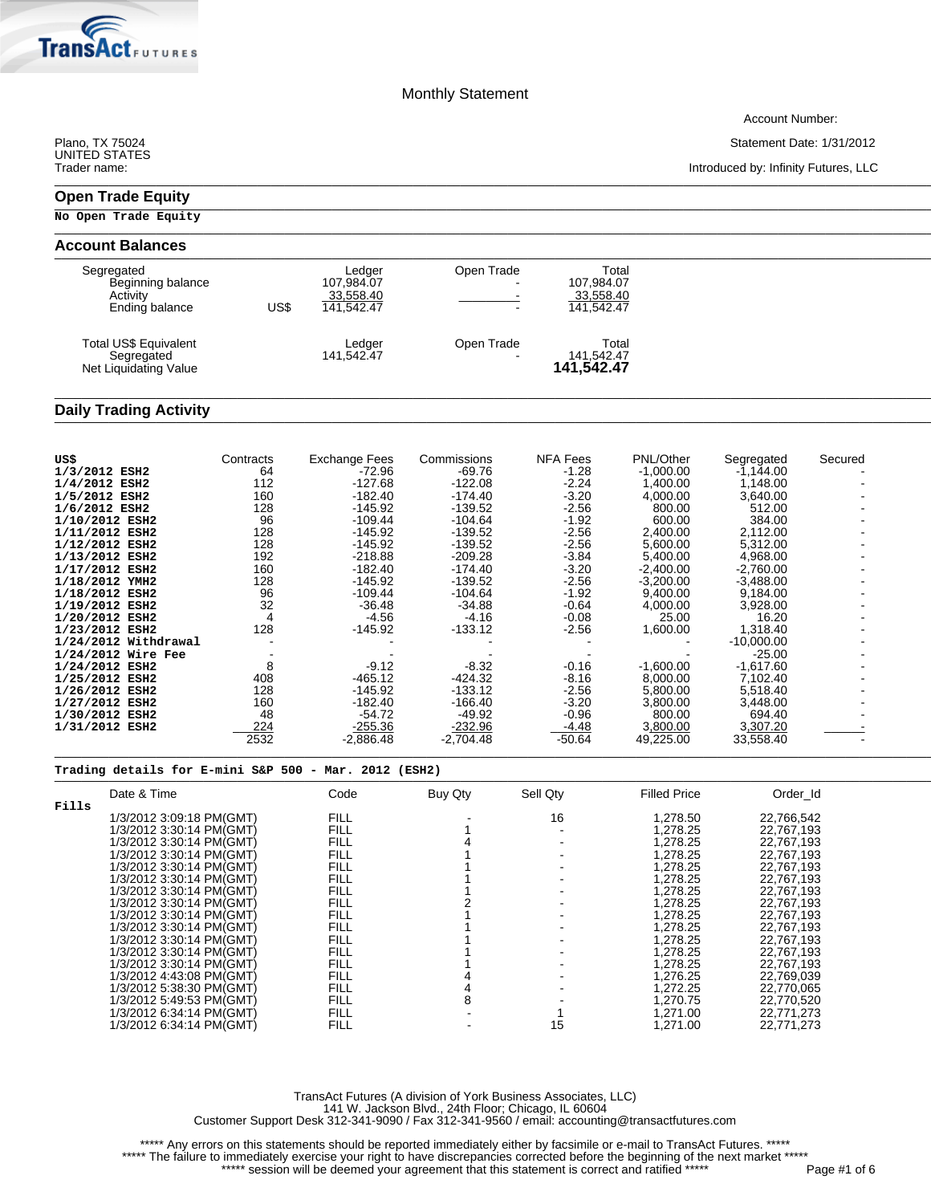TransAct FUTURES

# Monthly Statement

Account Number:

Plano, TX 75024
UNITED STATES
Trader name:

Statement Date: 1/31/2012

Introduced by: Infinity Futures, LLC

## Open Trade Equity

**No Open Trade Equity**

## Account Balances

| | | Ledger | Open Trade | Total |
|---|---|---|---|---|
| Segregated | | | | |
| Beginning balance | | 107,984.07 | - | 107,984.07 |
| Activity | | 33,558.40 | - | 33,558.40 |
| Ending balance | US$ | 141,542.47 | - | 141,542.47 |

| | Ledger | Open Trade | Total |
|---|---|---|---|
| Total US$ Equivalent | | | |
| Segregated | 141,542.47 | - | 141,542.47 |
| Net Liquidating Value | | | **141,542.47** |

## Daily Trading Activity

| US$ | Contracts | Exchange Fees | Commissions | NFA Fees | PNL/Other | Segregated | Secured |
|---|---|---|---|---|---|---|---|
| **1/3/2012 ESH2** | 64 | -72.96 | -69.76 | -1.28 | -1,000.00 | -1,144.00 | - |
| **1/4/2012 ESH2** | 112 | -127.68 | -122.08 | -2.24 | 1,400.00 | 1,148.00 | - |
| **1/5/2012 ESH2** | 160 | -182.40 | -174.40 | -3.20 | 4,000.00 | 3,640.00 | - |
| **1/6/2012 ESH2** | 128 | -145.92 | -139.52 | -2.56 | 800.00 | 512.00 | - |
| **1/10/2012 ESH2** | 96 | -109.44 | -104.64 | -1.92 | 600.00 | 384.00 | - |
| **1/11/2012 ESH2** | 128 | -145.92 | -139.52 | -2.56 | 2,400.00 | 2,112.00 | - |
| **1/12/2012 ESH2** | 128 | -145.92 | -139.52 | -2.56 | 5,600.00 | 5,312.00 | - |
| **1/13/2012 ESH2** | 192 | -218.88 | -209.28 | -3.84 | 5,400.00 | 4,968.00 | - |
| **1/17/2012 ESH2** | 160 | -182.40 | -174.40 | -3.20 | -2,400.00 | -2,760.00 | - |
| **1/18/2012 YMH2** | 128 | -145.92 | -139.52 | -2.56 | -3,200.00 | -3,488.00 | - |
| **1/18/2012 ESH2** | 96 | -109.44 | -104.64 | -1.92 | 9,400.00 | 9,184.00 | - |
| **1/19/2012 ESH2** | 32 | -36.48 | -34.88 | -0.64 | 4,000.00 | 3,928.00 | - |
| **1/20/2012 ESH2** | 4 | -4.56 | -4.16 | -0.08 | 25.00 | 16.20 | - |
| **1/23/2012 ESH2** | 128 | -145.92 | -133.12 | -2.56 | 1,600.00 | 1,318.40 | - |
| **1/24/2012 Withdrawal** | - | - | - | - | - | -10,000.00 | - |
| **1/24/2012 Wire Fee** | - | - | - | - | - | -25.00 | - |
| **1/24/2012 ESH2** | 8 | -9.12 | -8.32 | -0.16 | -1,600.00 | -1,617.60 | - |
| **1/25/2012 ESH2** | 408 | -465.12 | -424.32 | -8.16 | 8,000.00 | 7,102.40 | - |
| **1/26/2012 ESH2** | 128 | -145.92 | -133.12 | -2.56 | 5,800.00 | 5,518.40 | - |
| **1/27/2012 ESH2** | 160 | -182.40 | -166.40 | -3.20 | 3,800.00 | 3,448.00 | - |
| **1/30/2012 ESH2** | 48 | -54.72 | -49.92 | -0.96 | 800.00 | 694.40 | - |
| **1/31/2012 ESH2** | 224 | -255.36 | -232.96 | -4.48 | 3,800.00 | 3,307.20 | - |
| | 2532 | -2,886.48 | -2,704.48 | -50.64 | 49,225.00 | 33,558.40 | - |

**Trading details for E-mini S&P 500 - Mar. 2012 (ESH2)**

**Fills**

| Date & Time | Code | Buy Qty | Sell Qty | Filled Price | Order_Id |
|---|---|---|---|---|---|
| 1/3/2012 3:09:18 PM(GMT) | FILL | - | 16 | 1,278.50 | 22,766,542 |
| 1/3/2012 3:30:14 PM(GMT) | FILL | 1 | - | 1,278.25 | 22,767,193 |
| 1/3/2012 3:30:14 PM(GMT) | FILL | 4 | - | 1,278.25 | 22,767,193 |
| 1/3/2012 3:30:14 PM(GMT) | FILL | 1 | - | 1,278.25 | 22,767,193 |
| 1/3/2012 3:30:14 PM(GMT) | FILL | 1 | - | 1,278.25 | 22,767,193 |
| 1/3/2012 3:30:14 PM(GMT) | FILL | 1 | - | 1,278.25 | 22,767,193 |
| 1/3/2012 3:30:14 PM(GMT) | FILL | 1 | - | 1,278.25 | 22,767,193 |
| 1/3/2012 3:30:14 PM(GMT) | FILL | 2 | - | 1,278.25 | 22,767,193 |
| 1/3/2012 3:30:14 PM(GMT) | FILL | 1 | - | 1,278.25 | 22,767,193 |
| 1/3/2012 3:30:14 PM(GMT) | FILL | 1 | - | 1,278.25 | 22,767,193 |
| 1/3/2012 3:30:14 PM(GMT) | FILL | 1 | - | 1,278.25 | 22,767,193 |
| 1/3/2012 3:30:14 PM(GMT) | FILL | 1 | - | 1,278.25 | 22,767,193 |
| 1/3/2012 3:30:14 PM(GMT) | FILL | 1 | - | 1,278.25 | 22,767,193 |
| 1/3/2012 4:43:08 PM(GMT) | FILL | 4 | - | 1,276.25 | 22,769,039 |
| 1/3/2012 5:38:30 PM(GMT) | FILL | 4 | - | 1,272.25 | 22,770,065 |
| 1/3/2012 5:49:53 PM(GMT) | FILL | 8 | - | 1,270.75 | 22,770,520 |
| 1/3/2012 6:34:14 PM(GMT) | FILL | - | 1 | 1,271.00 | 22,771,273 |
| 1/3/2012 6:34:14 PM(GMT) | FILL | - | 15 | 1,271.00 | 22,771,273 |

TransAct Futures (A division of York Business Associates, LLC)
141 W. Jackson Blvd., 24th Floor; Chicago, IL 60604
Customer Support Desk 312-341-9090 / Fax 312-341-9560 / email: accounting@transactfutures.com

***** Any errors on this statements should be reported immediately either by facsimile or e-mail to TransAct Futures. *****
***** The failure to immediately exercise your right to have discrepancies corrected before the beginning of the next market *****
***** session will be deemed your agreement that this statement is correct and ratified *****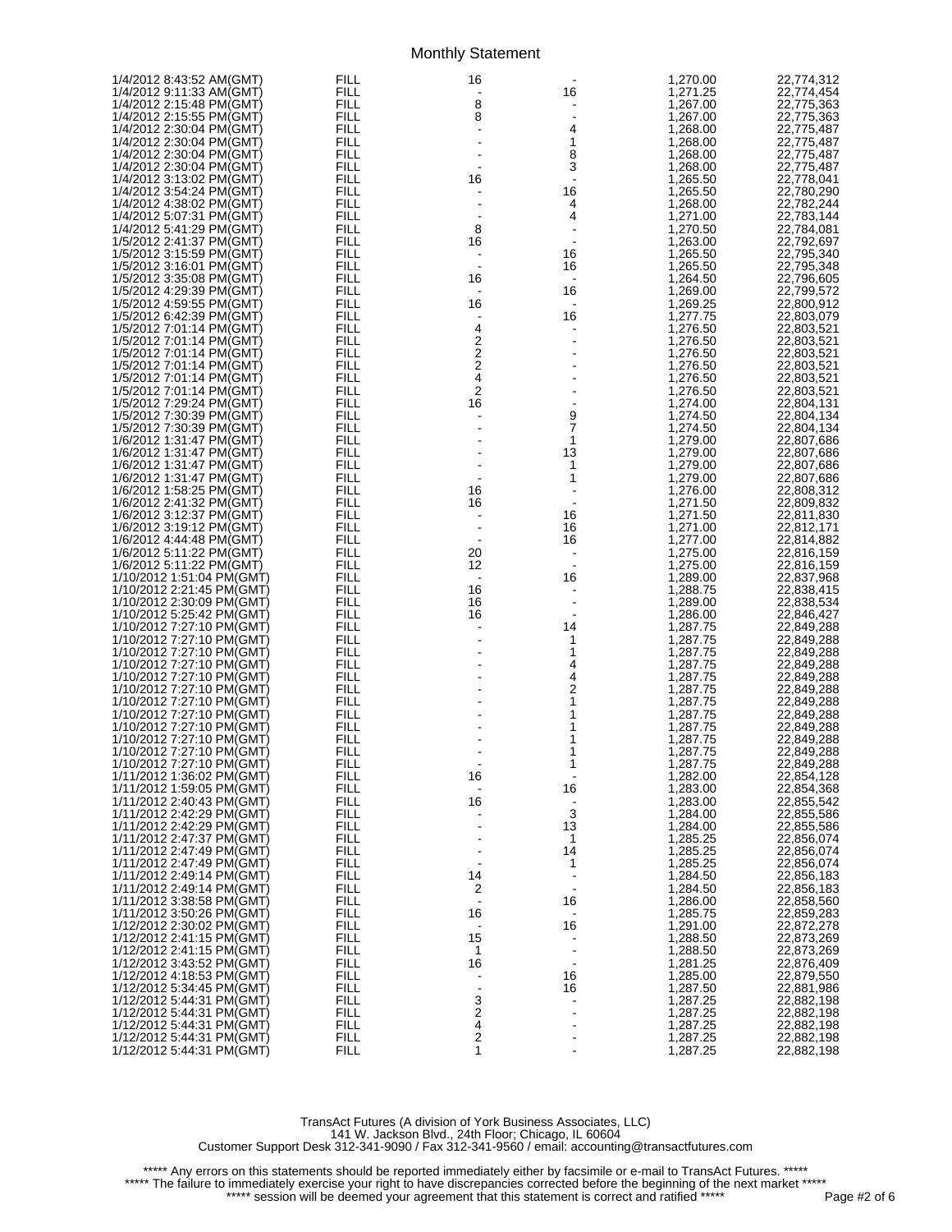# Monthly Statement

| | | | | | |
|---|---|---|---|---|---|
| 1/4/2012 8:43:52 AM(GMT) | FILL | 16 | - | 1,270.00 | 22,774,312 |
| 1/4/2012 9:11:33 AM(GMT) | FILL | - | 16 | 1,271.25 | 22,774,454 |
| 1/4/2012 2:15:48 PM(GMT) | FILL | 8 | - | 1,267.00 | 22,775,363 |
| 1/4/2012 2:15:55 PM(GMT) | FILL | 8 | - | 1,267.00 | 22,775,363 |
| 1/4/2012 2:30:04 PM(GMT) | FILL | - | 4 | 1,268.00 | 22,775,487 |
| 1/4/2012 2:30:04 PM(GMT) | FILL | - | 1 | 1,268.00 | 22,775,487 |
| 1/4/2012 2:30:04 PM(GMT) | FILL | - | 8 | 1,268.00 | 22,775,487 |
| 1/4/2012 2:30:04 PM(GMT) | FILL | - | 3 | 1,268.00 | 22,775,487 |
| 1/4/2012 3:13:02 PM(GMT) | FILL | 16 | - | 1,265.50 | 22,778,041 |
| 1/4/2012 3:54:24 PM(GMT) | FILL | - | 16 | 1,265.50 | 22,780,290 |
| 1/4/2012 4:38:02 PM(GMT) | FILL | - | 4 | 1,268.00 | 22,782,244 |
| 1/4/2012 5:07:31 PM(GMT) | FILL | - | 4 | 1,271.00 | 22,783,144 |
| 1/4/2012 5:41:29 PM(GMT) | FILL | 8 | - | 1,270.50 | 22,784,081 |
| 1/5/2012 2:41:37 PM(GMT) | FILL | 16 | - | 1,263.00 | 22,792,697 |
| 1/5/2012 3:15:59 PM(GMT) | FILL | - | 16 | 1,265.50 | 22,795,340 |
| 1/5/2012 3:16:01 PM(GMT) | FILL | - | 16 | 1,265.50 | 22,795,348 |
| 1/5/2012 3:35:08 PM(GMT) | FILL | 16 | - | 1,264.50 | 22,796,605 |
| 1/5/2012 4:29:39 PM(GMT) | FILL | - | 16 | 1,269.00 | 22,799,572 |
| 1/5/2012 4:59:55 PM(GMT) | FILL | 16 | - | 1,269.25 | 22,800,912 |
| 1/5/2012 6:42:39 PM(GMT) | FILL | - | 16 | 1,277.75 | 22,803,079 |
| 1/5/2012 7:01:14 PM(GMT) | FILL | 4 | - | 1,276.50 | 22,803,521 |
| 1/5/2012 7:01:14 PM(GMT) | FILL | 2 | - | 1,276.50 | 22,803,521 |
| 1/5/2012 7:01:14 PM(GMT) | FILL | 2 | - | 1,276.50 | 22,803,521 |
| 1/5/2012 7:01:14 PM(GMT) | FILL | 2 | - | 1,276.50 | 22,803,521 |
| 1/5/2012 7:01:14 PM(GMT) | FILL | 4 | - | 1,276.50 | 22,803,521 |
| 1/5/2012 7:01:14 PM(GMT) | FILL | 2 | - | 1,276.50 | 22,803,521 |
| 1/5/2012 7:29:24 PM(GMT) | FILL | 16 | - | 1,274.00 | 22,804,131 |
| 1/5/2012 7:30:39 PM(GMT) | FILL | - | 9 | 1,274.50 | 22,804,134 |
| 1/5/2012 7:30:39 PM(GMT) | FILL | - | 7 | 1,274.50 | 22,804,134 |
| 1/6/2012 1:31:47 PM(GMT) | FILL | - | 1 | 1,279.00 | 22,807,686 |
| 1/6/2012 1:31:47 PM(GMT) | FILL | - | 13 | 1,279.00 | 22,807,686 |
| 1/6/2012 1:31:47 PM(GMT) | FILL | - | 1 | 1,279.00 | 22,807,686 |
| 1/6/2012 1:31:47 PM(GMT) | FILL | - | 1 | 1,279.00 | 22,807,686 |
| 1/6/2012 1:58:25 PM(GMT) | FILL | 16 | - | 1,276.00 | 22,808,312 |
| 1/6/2012 2:41:32 PM(GMT) | FILL | 16 | - | 1,271.50 | 22,809,832 |
| 1/6/2012 3:12:37 PM(GMT) | FILL | - | 16 | 1,271.50 | 22,811,830 |
| 1/6/2012 3:19:12 PM(GMT) | FILL | - | 16 | 1,271.00 | 22,812,171 |
| 1/6/2012 4:44:48 PM(GMT) | FILL | - | 16 | 1,277.00 | 22,814,882 |
| 1/6/2012 5:11:22 PM(GMT) | FILL | 20 | - | 1,275.00 | 22,816,159 |
| 1/6/2012 5:11:22 PM(GMT) | FILL | 12 | - | 1,275.00 | 22,816,159 |
| 1/10/2012 1:51:04 PM(GMT) | FILL | - | 16 | 1,289.00 | 22,837,968 |
| 1/10/2012 2:21:45 PM(GMT) | FILL | 16 | - | 1,288.75 | 22,838,415 |
| 1/10/2012 2:30:09 PM(GMT) | FILL | 16 | - | 1,289.00 | 22,838,534 |
| 1/10/2012 5:25:42 PM(GMT) | FILL | 16 | - | 1,286.00 | 22,846,427 |
| 1/10/2012 7:27:10 PM(GMT) | FILL | - | 14 | 1,287.75 | 22,849,288 |
| 1/10/2012 7:27:10 PM(GMT) | FILL | - | 1 | 1,287.75 | 22,849,288 |
| 1/10/2012 7:27:10 PM(GMT) | FILL | - | 1 | 1,287.75 | 22,849,288 |
| 1/10/2012 7:27:10 PM(GMT) | FILL | - | 4 | 1,287.75 | 22,849,288 |
| 1/10/2012 7:27:10 PM(GMT) | FILL | - | 4 | 1,287.75 | 22,849,288 |
| 1/10/2012 7:27:10 PM(GMT) | FILL | - | 2 | 1,287.75 | 22,849,288 |
| 1/10/2012 7:27:10 PM(GMT) | FILL | - | 1 | 1,287.75 | 22,849,288 |
| 1/10/2012 7:27:10 PM(GMT) | FILL | - | 1 | 1,287.75 | 22,849,288 |
| 1/10/2012 7:27:10 PM(GMT) | FILL | - | 1 | 1,287.75 | 22,849,288 |
| 1/10/2012 7:27:10 PM(GMT) | FILL | - | 1 | 1,287.75 | 22,849,288 |
| 1/10/2012 7:27:10 PM(GMT) | FILL | - | 1 | 1,287.75 | 22,849,288 |
| 1/10/2012 7:27:10 PM(GMT) | FILL | - | 1 | 1,287.75 | 22,849,288 |
| 1/11/2012 1:36:02 PM(GMT) | FILL | 16 | - | 1,282.00 | 22,854,128 |
| 1/11/2012 1:59:05 PM(GMT) | FILL | - | 16 | 1,283.00 | 22,854,368 |
| 1/11/2012 2:40:43 PM(GMT) | FILL | 16 | - | 1,283.00 | 22,855,542 |
| 1/11/2012 2:42:29 PM(GMT) | FILL | - | 3 | 1,284.00 | 22,855,586 |
| 1/11/2012 2:42:29 PM(GMT) | FILL | - | 13 | 1,284.00 | 22,855,586 |
| 1/11/2012 2:47:37 PM(GMT) | FILL | - | 1 | 1,285.25 | 22,856,074 |
| 1/11/2012 2:47:49 PM(GMT) | FILL | - | 14 | 1,285.25 | 22,856,074 |
| 1/11/2012 2:47:49 PM(GMT) | FILL | - | 1 | 1,285.25 | 22,856,074 |
| 1/11/2012 2:49:14 PM(GMT) | FILL | 14 | - | 1,284.50 | 22,856,183 |
| 1/11/2012 2:49:14 PM(GMT) | FILL | 2 | - | 1,284.50 | 22,856,183 |
| 1/11/2012 3:38:58 PM(GMT) | FILL | - | 16 | 1,286.00 | 22,858,560 |
| 1/11/2012 3:50:26 PM(GMT) | FILL | 16 | - | 1,285.75 | 22,859,283 |
| 1/12/2012 2:30:02 PM(GMT) | FILL | - | 16 | 1,291.00 | 22,872,278 |
| 1/12/2012 2:41:15 PM(GMT) | FILL | 15 | - | 1,288.50 | 22,873,269 |
| 1/12/2012 2:41:15 PM(GMT) | FILL | 1 | - | 1,288.50 | 22,873,269 |
| 1/12/2012 3:43:52 PM(GMT) | FILL | 16 | - | 1,281.25 | 22,876,409 |
| 1/12/2012 4:18:53 PM(GMT) | FILL | - | 16 | 1,285.00 | 22,879,550 |
| 1/12/2012 5:34:45 PM(GMT) | FILL | - | 16 | 1,287.50 | 22,881,986 |
| 1/12/2012 5:44:31 PM(GMT) | FILL | 3 | - | 1,287.25 | 22,882,198 |
| 1/12/2012 5:44:31 PM(GMT) | FILL | 2 | - | 1,287.25 | 22,882,198 |
| 1/12/2012 5:44:31 PM(GMT) | FILL | 4 | - | 1,287.25 | 22,882,198 |
| 1/12/2012 5:44:31 PM(GMT) | FILL | 2 | - | 1,287.25 | 22,882,198 |
| 1/12/2012 5:44:31 PM(GMT) | FILL | 1 | - | 1,287.25 | 22,882,198 |

TransAct Futures (A division of York Business Associates, LLC)
141 W. Jackson Blvd., 24th Floor; Chicago, IL 60604
Customer Support Desk 312-341-9090 / Fax 312-341-9560 / email: accounting@transactfutures.com

***** Any errors on this statements should be reported immediately either by facsimile or e-mail to TransAct Futures. *****
***** The failure to immediately exercise your right to have discrepancies corrected before the beginning of the next market *****
***** session will be deemed your agreement that this statement is correct and ratified *****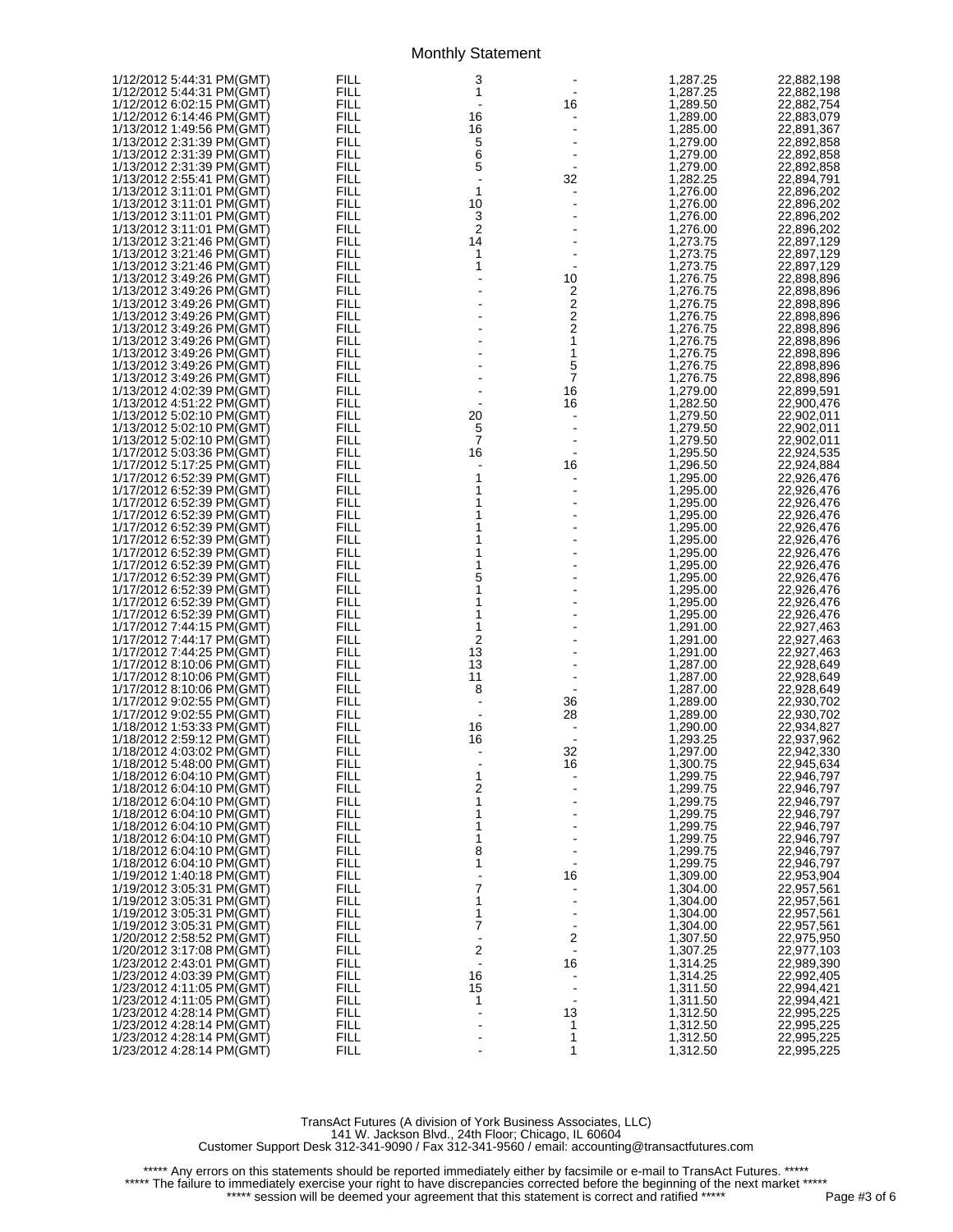Monthly Statement

| | | | | | |
|---|---|---|---|---|---|
| 1/12/2012 5:44:31 PM(GMT) | FILL | 3 | - | 1,287.25 | 22,882,198 |
| 1/12/2012 5:44:31 PM(GMT) | FILL | 1 | - | 1,287.25 | 22,882,198 |
| 1/12/2012 6:02:15 PM(GMT) | FILL | - | 16 | 1,289.50 | 22,882,754 |
| 1/12/2012 6:14:46 PM(GMT) | FILL | 16 | - | 1,289.00 | 22,883,079 |
| 1/13/2012 1:49:56 PM(GMT) | FILL | 16 | - | 1,285.00 | 22,891,367 |
| 1/13/2012 2:31:39 PM(GMT) | FILL | 5 | - | 1,279.00 | 22,892,858 |
| 1/13/2012 2:31:39 PM(GMT) | FILL | 6 | - | 1,279.00 | 22,892,858 |
| 1/13/2012 2:31:39 PM(GMT) | FILL | 5 | - | 1,279.00 | 22,892,858 |
| 1/13/2012 2:55:41 PM(GMT) | FILL | - | 32 | 1,282.25 | 22,894,791 |
| 1/13/2012 3:11:01 PM(GMT) | FILL | 1 | - | 1,276.00 | 22,896,202 |
| 1/13/2012 3:11:01 PM(GMT) | FILL | 10 | - | 1,276.00 | 22,896,202 |
| 1/13/2012 3:11:01 PM(GMT) | FILL | 3 | - | 1,276.00 | 22,896,202 |
| 1/13/2012 3:11:01 PM(GMT) | FILL | 2 | - | 1,276.00 | 22,896,202 |
| 1/13/2012 3:21:46 PM(GMT) | FILL | 14 | - | 1,273.75 | 22,897,129 |
| 1/13/2012 3:21:46 PM(GMT) | FILL | 1 | - | 1,273.75 | 22,897,129 |
| 1/13/2012 3:21:46 PM(GMT) | FILL | 1 | - | 1,273.75 | 22,897,129 |
| 1/13/2012 3:49:26 PM(GMT) | FILL | - | 10 | 1,276.75 | 22,898,896 |
| 1/13/2012 3:49:26 PM(GMT) | FILL | - | 2 | 1,276.75 | 22,898,896 |
| 1/13/2012 3:49:26 PM(GMT) | FILL | - | 2 | 1,276.75 | 22,898,896 |
| 1/13/2012 3:49:26 PM(GMT) | FILL | - | 2 | 1,276.75 | 22,898,896 |
| 1/13/2012 3:49:26 PM(GMT) | FILL | - | 2 | 1,276.75 | 22,898,896 |
| 1/13/2012 3:49:26 PM(GMT) | FILL | - | 1 | 1,276.75 | 22,898,896 |
| 1/13/2012 3:49:26 PM(GMT) | FILL | - | 1 | 1,276.75 | 22,898,896 |
| 1/13/2012 3:49:26 PM(GMT) | FILL | - | 5 | 1,276.75 | 22,898,896 |
| 1/13/2012 3:49:26 PM(GMT) | FILL | - | 7 | 1,276.75 | 22,898,896 |
| 1/13/2012 4:02:39 PM(GMT) | FILL | - | 16 | 1,279.00 | 22,899,591 |
| 1/13/2012 4:51:22 PM(GMT) | FILL | - | 16 | 1,282.50 | 22,900,476 |
| 1/13/2012 5:02:10 PM(GMT) | FILL | 20 | - | 1,279.50 | 22,902,011 |
| 1/13/2012 5:02:10 PM(GMT) | FILL | 5 | - | 1,279.50 | 22,902,011 |
| 1/13/2012 5:02:10 PM(GMT) | FILL | 7 | - | 1,279.50 | 22,902,011 |
| 1/17/2012 5:03:36 PM(GMT) | FILL | 16 | - | 1,295.50 | 22,924,535 |
| 1/17/2012 5:17:25 PM(GMT) | FILL | - | 16 | 1,296.50 | 22,924,884 |
| 1/17/2012 6:52:39 PM(GMT) | FILL | 1 | - | 1,295.00 | 22,926,476 |
| 1/17/2012 6:52:39 PM(GMT) | FILL | 1 | - | 1,295.00 | 22,926,476 |
| 1/17/2012 6:52:39 PM(GMT) | FILL | 1 | - | 1,295.00 | 22,926,476 |
| 1/17/2012 6:52:39 PM(GMT) | FILL | 1 | - | 1,295.00 | 22,926,476 |
| 1/17/2012 6:52:39 PM(GMT) | FILL | 1 | - | 1,295.00 | 22,926,476 |
| 1/17/2012 6:52:39 PM(GMT) | FILL | 1 | - | 1,295.00 | 22,926,476 |
| 1/17/2012 6:52:39 PM(GMT) | FILL | 1 | - | 1,295.00 | 22,926,476 |
| 1/17/2012 6:52:39 PM(GMT) | FILL | 1 | - | 1,295.00 | 22,926,476 |
| 1/17/2012 6:52:39 PM(GMT) | FILL | 5 | - | 1,295.00 | 22,926,476 |
| 1/17/2012 6:52:39 PM(GMT) | FILL | 1 | - | 1,295.00 | 22,926,476 |
| 1/17/2012 6:52:39 PM(GMT) | FILL | 1 | - | 1,295.00 | 22,926,476 |
| 1/17/2012 6:52:39 PM(GMT) | FILL | 1 | - | 1,295.00 | 22,926,476 |
| 1/17/2012 7:44:15 PM(GMT) | FILL | 1 | - | 1,291.00 | 22,927,463 |
| 1/17/2012 7:44:17 PM(GMT) | FILL | 2 | - | 1,291.00 | 22,927,463 |
| 1/17/2012 7:44:25 PM(GMT) | FILL | 13 | - | 1,291.00 | 22,927,463 |
| 1/17/2012 8:10:06 PM(GMT) | FILL | 13 | - | 1,287.00 | 22,928,649 |
| 1/17/2012 8:10:06 PM(GMT) | FILL | 11 | - | 1,287.00 | 22,928,649 |
| 1/17/2012 8:10:06 PM(GMT) | FILL | 8 | - | 1,287.00 | 22,928,649 |
| 1/17/2012 9:02:55 PM(GMT) | FILL | - | 36 | 1,289.00 | 22,930,702 |
| 1/17/2012 9:02:55 PM(GMT) | FILL | - | 28 | 1,289.00 | 22,930,702 |
| 1/18/2012 1:53:33 PM(GMT) | FILL | 16 | - | 1,290.00 | 22,934,827 |
| 1/18/2012 2:59:12 PM(GMT) | FILL | 16 | - | 1,293.25 | 22,937,962 |
| 1/18/2012 4:03:02 PM(GMT) | FILL | - | 32 | 1,297.00 | 22,942,330 |
| 1/18/2012 5:48:00 PM(GMT) | FILL | - | 16 | 1,300.75 | 22,945,634 |
| 1/18/2012 6:04:10 PM(GMT) | FILL | 1 | - | 1,299.75 | 22,946,797 |
| 1/18/2012 6:04:10 PM(GMT) | FILL | 2 | - | 1,299.75 | 22,946,797 |
| 1/18/2012 6:04:10 PM(GMT) | FILL | 1 | - | 1,299.75 | 22,946,797 |
| 1/18/2012 6:04:10 PM(GMT) | FILL | 1 | - | 1,299.75 | 22,946,797 |
| 1/18/2012 6:04:10 PM(GMT) | FILL | 1 | - | 1,299.75 | 22,946,797 |
| 1/18/2012 6:04:10 PM(GMT) | FILL | 1 | - | 1,299.75 | 22,946,797 |
| 1/18/2012 6:04:10 PM(GMT) | FILL | 8 | - | 1,299.75 | 22,946,797 |
| 1/18/2012 6:04:10 PM(GMT) | FILL | 1 | - | 1,299.75 | 22,946,797 |
| 1/19/2012 1:40:18 PM(GMT) | FILL | - | 16 | 1,309.00 | 22,953,904 |
| 1/19/2012 3:05:31 PM(GMT) | FILL | 7 | - | 1,304.00 | 22,957,561 |
| 1/19/2012 3:05:31 PM(GMT) | FILL | 1 | - | 1,304.00 | 22,957,561 |
| 1/19/2012 3:05:31 PM(GMT) | FILL | 1 | - | 1,304.00 | 22,957,561 |
| 1/19/2012 3:05:31 PM(GMT) | FILL | 7 | - | 1,304.00 | 22,957,561 |
| 1/20/2012 2:58:52 PM(GMT) | FILL | - | 2 | 1,307.50 | 22,975,950 |
| 1/20/2012 3:17:08 PM(GMT) | FILL | 2 | - | 1,307.25 | 22,977,103 |
| 1/23/2012 2:43:01 PM(GMT) | FILL | - | 16 | 1,314.25 | 22,989,390 |
| 1/23/2012 4:03:39 PM(GMT) | FILL | 16 | - | 1,314.25 | 22,992,405 |
| 1/23/2012 4:11:05 PM(GMT) | FILL | 15 | - | 1,311.50 | 22,994,421 |
| 1/23/2012 4:11:05 PM(GMT) | FILL | 1 | - | 1,311.50 | 22,994,421 |
| 1/23/2012 4:28:14 PM(GMT) | FILL | - | 13 | 1,312.50 | 22,995,225 |
| 1/23/2012 4:28:14 PM(GMT) | FILL | - | 1 | 1,312.50 | 22,995,225 |
| 1/23/2012 4:28:14 PM(GMT) | FILL | - | 1 | 1,312.50 | 22,995,225 |
| 1/23/2012 4:28:14 PM(GMT) | FILL | - | 1 | 1,312.50 | 22,995,225 |

TransAct Futures (A division of York Business Associates, LLC)
141 W. Jackson Blvd., 24th Floor; Chicago, IL 60604
Customer Support Desk 312-341-9090 / Fax 312-341-9560 / email: accounting@transactfutures.com

***** Any errors on this statements should be reported immediately either by facsimile or e-mail to TransAct Futures. *****
***** The failure to immediately exercise your right to have discrepancies corrected before the beginning of the next market *****
***** session will be deemed your agreement that this statement is correct and ratified *****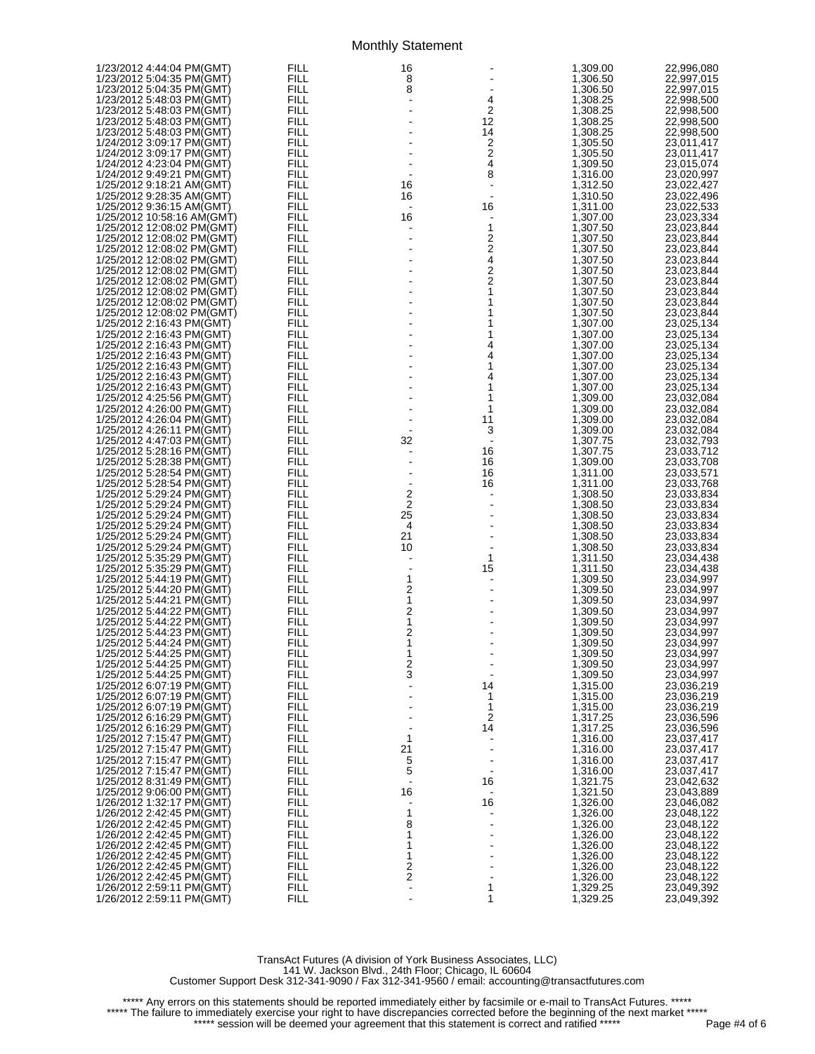# Monthly Statement

| | | | | | |
|---|---|---|---|---|---|
| 1/23/2012 4:44:04 PM(GMT) | FILL | 16 | - | 1,309.00 | 22,996,080 |
| 1/23/2012 5:04:35 PM(GMT) | FILL | 8 | - | 1,306.50 | 22,997,015 |
| 1/23/2012 5:04:35 PM(GMT) | FILL | 8 | - | 1,306.50 | 22,997,015 |
| 1/23/2012 5:48:03 PM(GMT) | FILL | - | 4 | 1,308.25 | 22,998,500 |
| 1/23/2012 5:48:03 PM(GMT) | FILL | - | 2 | 1,308.25 | 22,998,500 |
| 1/23/2012 5:48:03 PM(GMT) | FILL | - | 12 | 1,308.25 | 22,998,500 |
| 1/23/2012 5:48:03 PM(GMT) | FILL | - | 14 | 1,308.25 | 22,998,500 |
| 1/24/2012 3:09:17 PM(GMT) | FILL | - | 2 | 1,305.50 | 23,011,417 |
| 1/24/2012 3:09:17 PM(GMT) | FILL | - | 2 | 1,305.50 | 23,011,417 |
| 1/24/2012 4:23:04 PM(GMT) | FILL | - | 4 | 1,309.50 | 23,015,074 |
| 1/24/2012 9:49:21 PM(GMT) | FILL | - | 8 | 1,316.00 | 23,020,997 |
| 1/25/2012 9:18:21 AM(GMT) | FILL | 16 | - | 1,312.50 | 23,022,427 |
| 1/25/2012 9:28:35 AM(GMT) | FILL | 16 | - | 1,310.50 | 23,022,496 |
| 1/25/2012 9:36:15 AM(GMT) | FILL | - | 16 | 1,311.00 | 23,022,533 |
| 1/25/2012 10:58:16 AM(GMT) | FILL | 16 | - | 1,307.00 | 23,023,334 |
| 1/25/2012 12:08:02 PM(GMT) | FILL | - | 1 | 1,307.50 | 23,023,844 |
| 1/25/2012 12:08:02 PM(GMT) | FILL | - | 2 | 1,307.50 | 23,023,844 |
| 1/25/2012 12:08:02 PM(GMT) | FILL | - | 2 | 1,307.50 | 23,023,844 |
| 1/25/2012 12:08:02 PM(GMT) | FILL | - | 4 | 1,307.50 | 23,023,844 |
| 1/25/2012 12:08:02 PM(GMT) | FILL | - | 2 | 1,307.50 | 23,023,844 |
| 1/25/2012 12:08:02 PM(GMT) | FILL | - | 2 | 1,307.50 | 23,023,844 |
| 1/25/2012 12:08:02 PM(GMT) | FILL | - | 1 | 1,307.50 | 23,023,844 |
| 1/25/2012 12:08:02 PM(GMT) | FILL | - | 1 | 1,307.50 | 23,023,844 |
| 1/25/2012 12:08:02 PM(GMT) | FILL | - | 1 | 1,307.50 | 23,023,844 |
| 1/25/2012 2:16:43 PM(GMT) | FILL | - | 1 | 1,307.00 | 23,025,134 |
| 1/25/2012 2:16:43 PM(GMT) | FILL | - | 1 | 1,307.00 | 23,025,134 |
| 1/25/2012 2:16:43 PM(GMT) | FILL | - | 4 | 1,307.00 | 23,025,134 |
| 1/25/2012 2:16:43 PM(GMT) | FILL | - | 4 | 1,307.00 | 23,025,134 |
| 1/25/2012 2:16:43 PM(GMT) | FILL | - | 1 | 1,307.00 | 23,025,134 |
| 1/25/2012 2:16:43 PM(GMT) | FILL | - | 4 | 1,307.00 | 23,025,134 |
| 1/25/2012 2:16:43 PM(GMT) | FILL | - | 1 | 1,307.00 | 23,025,134 |
| 1/25/2012 4:25:56 PM(GMT) | FILL | - | 1 | 1,309.00 | 23,032,084 |
| 1/25/2012 4:26:00 PM(GMT) | FILL | - | 1 | 1,309.00 | 23,032,084 |
| 1/25/2012 4:26:04 PM(GMT) | FILL | - | 11 | 1,309.00 | 23,032,084 |
| 1/25/2012 4:26:11 PM(GMT) | FILL | - | 3 | 1,309.00 | 23,032,084 |
| 1/25/2012 4:47:03 PM(GMT) | FILL | 32 | - | 1,307.75 | 23,032,793 |
| 1/25/2012 5:28:16 PM(GMT) | FILL | - | 16 | 1,307.75 | 23,033,712 |
| 1/25/2012 5:28:38 PM(GMT) | FILL | - | 16 | 1,309.00 | 23,033,708 |
| 1/25/2012 5:28:54 PM(GMT) | FILL | - | 16 | 1,311.00 | 23,033,571 |
| 1/25/2012 5:28:54 PM(GMT) | FILL | - | 16 | 1,311.00 | 23,033,768 |
| 1/25/2012 5:29:24 PM(GMT) | FILL | 2 | - | 1,308.50 | 23,033,834 |
| 1/25/2012 5:29:24 PM(GMT) | FILL | 2 | - | 1,308.50 | 23,033,834 |
| 1/25/2012 5:29:24 PM(GMT) | FILL | 25 | - | 1,308.50 | 23,033,834 |
| 1/25/2012 5:29:24 PM(GMT) | FILL | 4 | - | 1,308.50 | 23,033,834 |
| 1/25/2012 5:29:24 PM(GMT) | FILL | 21 | - | 1,308.50 | 23,033,834 |
| 1/25/2012 5:29:24 PM(GMT) | FILL | 10 | - | 1,308.50 | 23,033,834 |
| 1/25/2012 5:35:29 PM(GMT) | FILL | - | 1 | 1,311.50 | 23,034,438 |
| 1/25/2012 5:35:29 PM(GMT) | FILL | - | 15 | 1,311.50 | 23,034,438 |
| 1/25/2012 5:44:19 PM(GMT) | FILL | 1 | - | 1,309.50 | 23,034,997 |
| 1/25/2012 5:44:20 PM(GMT) | FILL | 2 | - | 1,309.50 | 23,034,997 |
| 1/25/2012 5:44:21 PM(GMT) | FILL | 1 | - | 1,309.50 | 23,034,997 |
| 1/25/2012 5:44:22 PM(GMT) | FILL | 2 | - | 1,309.50 | 23,034,997 |
| 1/25/2012 5:44:22 PM(GMT) | FILL | 1 | - | 1,309.50 | 23,034,997 |
| 1/25/2012 5:44:23 PM(GMT) | FILL | 2 | - | 1,309.50 | 23,034,997 |
| 1/25/2012 5:44:24 PM(GMT) | FILL | 1 | - | 1,309.50 | 23,034,997 |
| 1/25/2012 5:44:25 PM(GMT) | FILL | 1 | - | 1,309.50 | 23,034,997 |
| 1/25/2012 5:44:25 PM(GMT) | FILL | 2 | - | 1,309.50 | 23,034,997 |
| 1/25/2012 5:44:25 PM(GMT) | FILL | 3 | - | 1,309.50 | 23,034,997 |
| 1/25/2012 6:07:19 PM(GMT) | FILL | - | 14 | 1,315.00 | 23,036,219 |
| 1/25/2012 6:07:19 PM(GMT) | FILL | - | 1 | 1,315.00 | 23,036,219 |
| 1/25/2012 6:07:19 PM(GMT) | FILL | - | 1 | 1,315.00 | 23,036,219 |
| 1/25/2012 6:16:29 PM(GMT) | FILL | - | 2 | 1,317.25 | 23,036,596 |
| 1/25/2012 6:16:29 PM(GMT) | FILL | - | 14 | 1,317.25 | 23,036,596 |
| 1/25/2012 7:15:47 PM(GMT) | FILL | 1 | - | 1,316.00 | 23,037,417 |
| 1/25/2012 7:15:47 PM(GMT) | FILL | 21 | - | 1,316.00 | 23,037,417 |
| 1/25/2012 7:15:47 PM(GMT) | FILL | 5 | - | 1,316.00 | 23,037,417 |
| 1/25/2012 7:15:47 PM(GMT) | FILL | 5 | - | 1,316.00 | 23,037,417 |
| 1/25/2012 8:31:49 PM(GMT) | FILL | - | 16 | 1,321.75 | 23,042,632 |
| 1/25/2012 9:06:00 PM(GMT) | FILL | 16 | - | 1,321.50 | 23,043,889 |
| 1/26/2012 1:32:17 PM(GMT) | FILL | - | 16 | 1,326.00 | 23,046,082 |
| 1/26/2012 2:42:45 PM(GMT) | FILL | 1 | - | 1,326.00 | 23,048,122 |
| 1/26/2012 2:42:45 PM(GMT) | FILL | 8 | - | 1,326.00 | 23,048,122 |
| 1/26/2012 2:42:45 PM(GMT) | FILL | 1 | - | 1,326.00 | 23,048,122 |
| 1/26/2012 2:42:45 PM(GMT) | FILL | 1 | - | 1,326.00 | 23,048,122 |
| 1/26/2012 2:42:45 PM(GMT) | FILL | 1 | - | 1,326.00 | 23,048,122 |
| 1/26/2012 2:42:45 PM(GMT) | FILL | 2 | - | 1,326.00 | 23,048,122 |
| 1/26/2012 2:42:45 PM(GMT) | FILL | 2 | - | 1,326.00 | 23,048,122 |
| 1/26/2012 2:59:11 PM(GMT) | FILL | - | 1 | 1,329.25 | 23,049,392 |
| 1/26/2012 2:59:11 PM(GMT) | FILL | - | 1 | 1,329.25 | 23,049,392 |

TransAct Futures (A division of York Business Associates, LLC)
141 W. Jackson Blvd., 24th Floor; Chicago, IL 60604
Customer Support Desk 312-341-9090 / Fax 312-341-9560 / email: accounting@transactfutures.com

***** Any errors on this statements should be reported immediately either by facsimile or e-mail to TransAct Futures. *****
***** The failure to immediately exercise your right to have discrepancies corrected before the beginning of the next market *****
***** session will be deemed your agreement that this statement is correct and ratified *****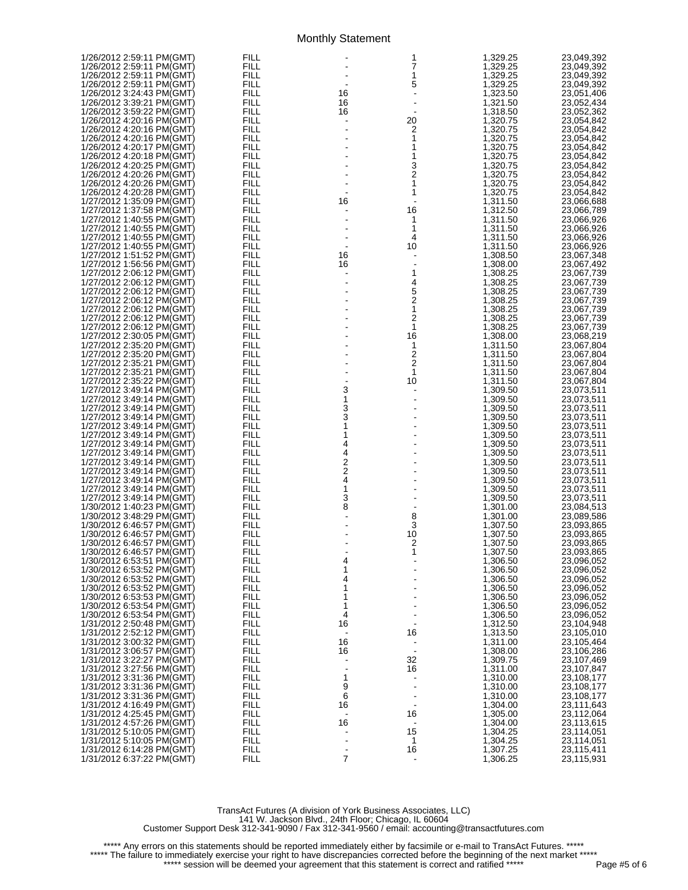# Monthly Statement

| | | | | | |
|---|---|---|---|---|---|
| 1/26/2012 2:59:11 PM(GMT) | FILL | - | 1 | 1,329.25 | 23,049,392 |
| 1/26/2012 2:59:11 PM(GMT) | FILL | - | 7 | 1,329.25 | 23,049,392 |
| 1/26/2012 2:59:11 PM(GMT) | FILL | - | 1 | 1,329.25 | 23,049,392 |
| 1/26/2012 2:59:11 PM(GMT) | FILL | - | 5 | 1,329.25 | 23,049,392 |
| 1/26/2012 3:24:43 PM(GMT) | FILL | 16 | - | 1,323.50 | 23,051,406 |
| 1/26/2012 3:39:21 PM(GMT) | FILL | 16 | - | 1,321.50 | 23,052,434 |
| 1/26/2012 3:59:22 PM(GMT) | FILL | 16 | - | 1,318.50 | 23,052,362 |
| 1/26/2012 4:20:16 PM(GMT) | FILL | - | 20 | 1,320.75 | 23,054,842 |
| 1/26/2012 4:20:16 PM(GMT) | FILL | - | 2 | 1,320.75 | 23,054,842 |
| 1/26/2012 4:20:16 PM(GMT) | FILL | - | 1 | 1,320.75 | 23,054,842 |
| 1/26/2012 4:20:17 PM(GMT) | FILL | - | 1 | 1,320.75 | 23,054,842 |
| 1/26/2012 4:20:18 PM(GMT) | FILL | - | 1 | 1,320.75 | 23,054,842 |
| 1/26/2012 4:20:25 PM(GMT) | FILL | - | 3 | 1,320.75 | 23,054,842 |
| 1/26/2012 4:20:26 PM(GMT) | FILL | - | 2 | 1,320.75 | 23,054,842 |
| 1/26/2012 4:20:26 PM(GMT) | FILL | - | 1 | 1,320.75 | 23,054,842 |
| 1/26/2012 4:20:28 PM(GMT) | FILL | - | 1 | 1,320.75 | 23,054,842 |
| 1/27/2012 1:35:09 PM(GMT) | FILL | 16 | - | 1,311.50 | 23,066,688 |
| 1/27/2012 1:37:58 PM(GMT) | FILL | - | 16 | 1,312.50 | 23,066,789 |
| 1/27/2012 1:40:55 PM(GMT) | FILL | - | 1 | 1,311.50 | 23,066,926 |
| 1/27/2012 1:40:55 PM(GMT) | FILL | - | 1 | 1,311.50 | 23,066,926 |
| 1/27/2012 1:40:55 PM(GMT) | FILL | - | 4 | 1,311.50 | 23,066,926 |
| 1/27/2012 1:40:55 PM(GMT) | FILL | - | 10 | 1,311.50 | 23,066,926 |
| 1/27/2012 1:51:52 PM(GMT) | FILL | 16 | - | 1,308.50 | 23,067,348 |
| 1/27/2012 1:56:56 PM(GMT) | FILL | 16 | - | 1,308.00 | 23,067,492 |
| 1/27/2012 2:06:12 PM(GMT) | FILL | - | 1 | 1,308.25 | 23,067,739 |
| 1/27/2012 2:06:12 PM(GMT) | FILL | - | 4 | 1,308.25 | 23,067,739 |
| 1/27/2012 2:06:12 PM(GMT) | FILL | - | 5 | 1,308.25 | 23,067,739 |
| 1/27/2012 2:06:12 PM(GMT) | FILL | - | 2 | 1,308.25 | 23,067,739 |
| 1/27/2012 2:06:12 PM(GMT) | FILL | - | 1 | 1,308.25 | 23,067,739 |
| 1/27/2012 2:06:12 PM(GMT) | FILL | - | 2 | 1,308.25 | 23,067,739 |
| 1/27/2012 2:06:12 PM(GMT) | FILL | - | 1 | 1,308.25 | 23,067,739 |
| 1/27/2012 2:30:05 PM(GMT) | FILL | - | 16 | 1,308.00 | 23,068,219 |
| 1/27/2012 2:35:20 PM(GMT) | FILL | - | 1 | 1,311.50 | 23,067,804 |
| 1/27/2012 2:35:20 PM(GMT) | FILL | - | 2 | 1,311.50 | 23,067,804 |
| 1/27/2012 2:35:21 PM(GMT) | FILL | - | 2 | 1,311.50 | 23,067,804 |
| 1/27/2012 2:35:21 PM(GMT) | FILL | - | 1 | 1,311.50 | 23,067,804 |
| 1/27/2012 2:35:22 PM(GMT) | FILL | - | 10 | 1,311.50 | 23,067,804 |
| 1/27/2012 3:49:14 PM(GMT) | FILL | 3 | - | 1,309.50 | 23,073,511 |
| 1/27/2012 3:49:14 PM(GMT) | FILL | 1 | - | 1,309.50 | 23,073,511 |
| 1/27/2012 3:49:14 PM(GMT) | FILL | 3 | - | 1,309.50 | 23,073,511 |
| 1/27/2012 3:49:14 PM(GMT) | FILL | 3 | - | 1,309.50 | 23,073,511 |
| 1/27/2012 3:49:14 PM(GMT) | FILL | 1 | - | 1,309.50 | 23,073,511 |
| 1/27/2012 3:49:14 PM(GMT) | FILL | 1 | - | 1,309.50 | 23,073,511 |
| 1/27/2012 3:49:14 PM(GMT) | FILL | 4 | - | 1,309.50 | 23,073,511 |
| 1/27/2012 3:49:14 PM(GMT) | FILL | 4 | - | 1,309.50 | 23,073,511 |
| 1/27/2012 3:49:14 PM(GMT) | FILL | 2 | - | 1,309.50 | 23,073,511 |
| 1/27/2012 3:49:14 PM(GMT) | FILL | 2 | - | 1,309.50 | 23,073,511 |
| 1/27/2012 3:49:14 PM(GMT) | FILL | 4 | - | 1,309.50 | 23,073,511 |
| 1/27/2012 3:49:14 PM(GMT) | FILL | 1 | - | 1,309.50 | 23,073,511 |
| 1/27/2012 3:49:14 PM(GMT) | FILL | 3 | - | 1,309.50 | 23,073,511 |
| 1/30/2012 1:40:23 PM(GMT) | FILL | 8 | - | 1,301.00 | 23,084,513 |
| 1/30/2012 3:48:29 PM(GMT) | FILL | - | 8 | 1,301.00 | 23,089,586 |
| 1/30/2012 6:46:57 PM(GMT) | FILL | - | 3 | 1,307.50 | 23,093,865 |
| 1/30/2012 6:46:57 PM(GMT) | FILL | - | 10 | 1,307.50 | 23,093,865 |
| 1/30/2012 6:46:57 PM(GMT) | FILL | - | 2 | 1,307.50 | 23,093,865 |
| 1/30/2012 6:46:57 PM(GMT) | FILL | - | 1 | 1,307.50 | 23,093,865 |
| 1/30/2012 6:53:51 PM(GMT) | FILL | 4 | - | 1,306.50 | 23,096,052 |
| 1/30/2012 6:53:52 PM(GMT) | FILL | 1 | - | 1,306.50 | 23,096,052 |
| 1/30/2012 6:53:52 PM(GMT) | FILL | 4 | - | 1,306.50 | 23,096,052 |
| 1/30/2012 6:53:52 PM(GMT) | FILL | 1 | - | 1,306.50 | 23,096,052 |
| 1/30/2012 6:53:53 PM(GMT) | FILL | 1 | - | 1,306.50 | 23,096,052 |
| 1/30/2012 6:53:54 PM(GMT) | FILL | 1 | - | 1,306.50 | 23,096,052 |
| 1/30/2012 6:53:54 PM(GMT) | FILL | 4 | - | 1,306.50 | 23,096,052 |
| 1/31/2012 2:50:48 PM(GMT) | FILL | 16 | - | 1,312.50 | 23,104,948 |
| 1/31/2012 2:52:12 PM(GMT) | FILL | - | 16 | 1,313.50 | 23,105,010 |
| 1/31/2012 3:00:32 PM(GMT) | FILL | 16 | - | 1,311.00 | 23,105,464 |
| 1/31/2012 3:06:57 PM(GMT) | FILL | 16 | - | 1,308.00 | 23,106,286 |
| 1/31/2012 3:22:27 PM(GMT) | FILL | - | 32 | 1,309.75 | 23,107,469 |
| 1/31/2012 3:27:56 PM(GMT) | FILL | - | 16 | 1,311.00 | 23,107,847 |
| 1/31/2012 3:31:36 PM(GMT) | FILL | 1 | - | 1,310.00 | 23,108,177 |
| 1/31/2012 3:31:36 PM(GMT) | FILL | 9 | - | 1,310.00 | 23,108,177 |
| 1/31/2012 3:31:36 PM(GMT) | FILL | 6 | - | 1,310.00 | 23,108,177 |
| 1/31/2012 4:16:49 PM(GMT) | FILL | 16 | - | 1,304.00 | 23,111,643 |
| 1/31/2012 4:25:45 PM(GMT) | FILL | - | 16 | 1,305.00 | 23,112,064 |
| 1/31/2012 4:57:26 PM(GMT) | FILL | 16 | - | 1,304.00 | 23,113,615 |
| 1/31/2012 5:10:05 PM(GMT) | FILL | - | 15 | 1,304.25 | 23,114,051 |
| 1/31/2012 5:10:05 PM(GMT) | FILL | - | 1 | 1,304.25 | 23,114,051 |
| 1/31/2012 6:14:28 PM(GMT) | FILL | - | 16 | 1,307.25 | 23,115,411 |
| 1/31/2012 6:37:22 PM(GMT) | FILL | 7 | - | 1,306.25 | 23,115,931 |

TransAct Futures (A division of York Business Associates, LLC)
141 W. Jackson Blvd., 24th Floor; Chicago, IL 60604
Customer Support Desk 312-341-9090 / Fax 312-341-9560 / email: accounting@transactfutures.com

***** Any errors on this statements should be reported immediately either by facsimile or e-mail to TransAct Futures. *****
***** The failure to immediately exercise your right to have discrepancies corrected before the beginning of the next market *****
***** session will be deemed your agreement that this statement is correct and ratified *****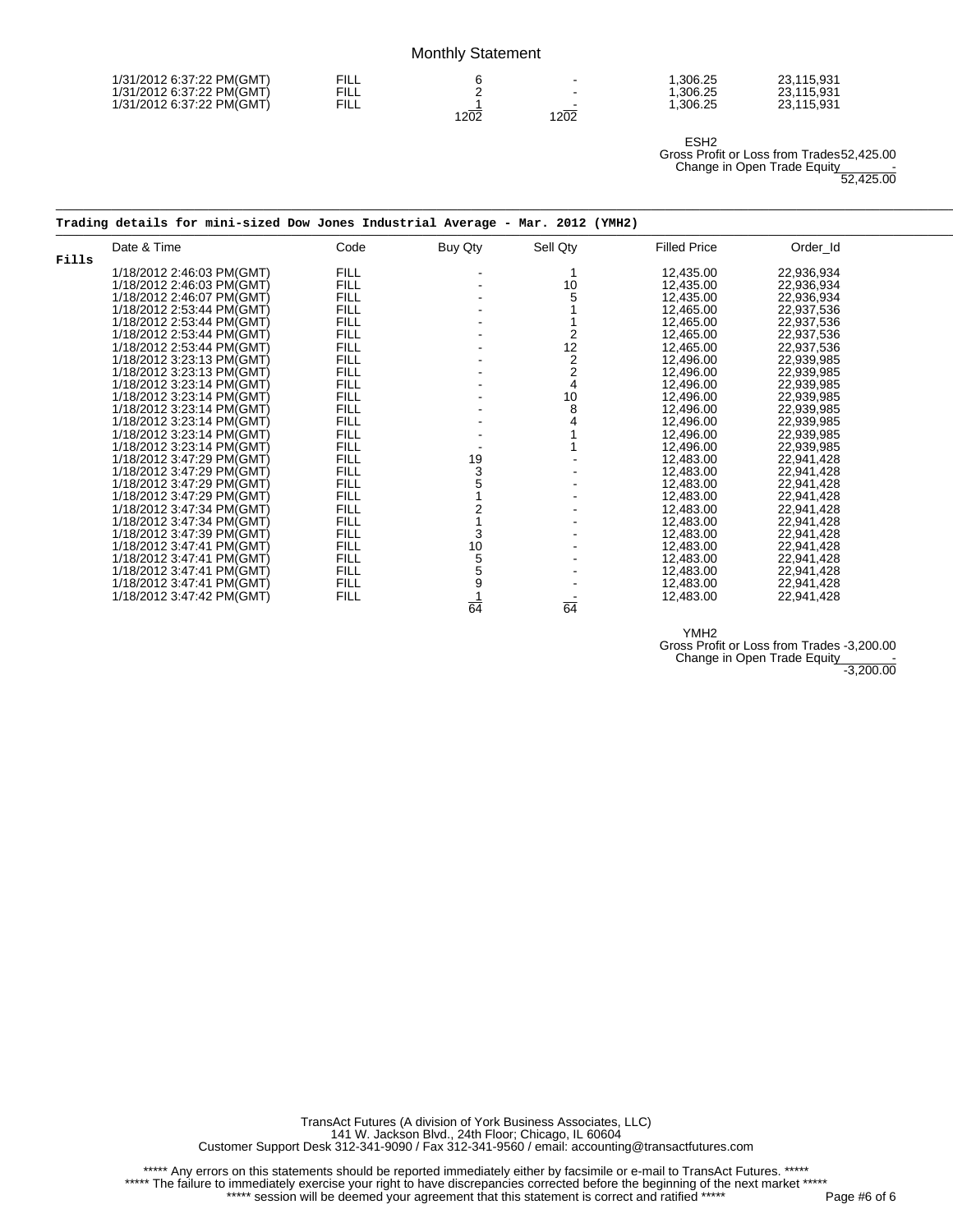Monthly Statement

| | | | | | |
|---|---|---|---|---|---|
| 1/31/2012 6:37:22 PM(GMT) | FILL | 6 | - | 1,306.25 | 23,115,931 |
| 1/31/2012 6:37:22 PM(GMT) | FILL | 2 | - | 1,306.25 | 23,115,931 |
| 1/31/2012 6:37:22 PM(GMT) | FILL | 1 | - | 1,306.25 | 23,115,931 |
| | | 1202 | 1202 | | |

ESH2
Gross Profit or Loss from Trades 52,425.00
Change in Open Trade Equity -
52,425.00

**Trading details for mini-sized Dow Jones Industrial Average - Mar. 2012 (YMH2)**

**Fills**

| Date & Time | Code | Buy Qty | Sell Qty | Filled Price | Order_Id |
|---|---|---|---|---|---|
| 1/18/2012 2:46:03 PM(GMT) | FILL | - | 1 | 12,435.00 | 22,936,934 |
| 1/18/2012 2:46:03 PM(GMT) | FILL | - | 10 | 12,435.00 | 22,936,934 |
| 1/18/2012 2:46:07 PM(GMT) | FILL | - | 5 | 12,435.00 | 22,936,934 |
| 1/18/2012 2:53:44 PM(GMT) | FILL | - | 1 | 12,465.00 | 22,937,536 |
| 1/18/2012 2:53:44 PM(GMT) | FILL | - | 1 | 12,465.00 | 22,937,536 |
| 1/18/2012 2:53:44 PM(GMT) | FILL | - | 2 | 12,465.00 | 22,937,536 |
| 1/18/2012 2:53:44 PM(GMT) | FILL | - | 12 | 12,465.00 | 22,937,536 |
| 1/18/2012 3:23:13 PM(GMT) | FILL | - | 2 | 12,496.00 | 22,939,985 |
| 1/18/2012 3:23:13 PM(GMT) | FILL | - | 2 | 12,496.00 | 22,939,985 |
| 1/18/2012 3:23:14 PM(GMT) | FILL | - | 4 | 12,496.00 | 22,939,985 |
| 1/18/2012 3:23:14 PM(GMT) | FILL | - | 10 | 12,496.00 | 22,939,985 |
| 1/18/2012 3:23:14 PM(GMT) | FILL | - | 8 | 12,496.00 | 22,939,985 |
| 1/18/2012 3:23:14 PM(GMT) | FILL | - | 4 | 12,496.00 | 22,939,985 |
| 1/18/2012 3:23:14 PM(GMT) | FILL | - | 1 | 12,496.00 | 22,939,985 |
| 1/18/2012 3:23:14 PM(GMT) | FILL | - | 1 | 12,496.00 | 22,939,985 |
| 1/18/2012 3:47:29 PM(GMT) | FILL | 19 | - | 12,483.00 | 22,941,428 |
| 1/18/2012 3:47:29 PM(GMT) | FILL | 3 | - | 12,483.00 | 22,941,428 |
| 1/18/2012 3:47:29 PM(GMT) | FILL | 5 | - | 12,483.00 | 22,941,428 |
| 1/18/2012 3:47:29 PM(GMT) | FILL | 1 | - | 12,483.00 | 22,941,428 |
| 1/18/2012 3:47:34 PM(GMT) | FILL | 2 | - | 12,483.00 | 22,941,428 |
| 1/18/2012 3:47:34 PM(GMT) | FILL | 1 | - | 12,483.00 | 22,941,428 |
| 1/18/2012 3:47:39 PM(GMT) | FILL | 3 | - | 12,483.00 | 22,941,428 |
| 1/18/2012 3:47:41 PM(GMT) | FILL | 10 | - | 12,483.00 | 22,941,428 |
| 1/18/2012 3:47:41 PM(GMT) | FILL | 5 | - | 12,483.00 | 22,941,428 |
| 1/18/2012 3:47:41 PM(GMT) | FILL | 5 | - | 12,483.00 | 22,941,428 |
| 1/18/2012 3:47:41 PM(GMT) | FILL | 9 | - | 12,483.00 | 22,941,428 |
| 1/18/2012 3:47:42 PM(GMT) | FILL | 1 | - | 12,483.00 | 22,941,428 |
| | | 64 | 64 | | |

YMH2
Gross Profit or Loss from Trades -3,200.00
Change in Open Trade Equity -
-3,200.00

TransAct Futures (A division of York Business Associates, LLC)
141 W. Jackson Blvd., 24th Floor; Chicago, IL 60604
Customer Support Desk 312-341-9090 / Fax 312-341-9560 / email: accounting@transactfutures.com

***** Any errors on this statements should be reported immediately either by facsimile or e-mail to TransAct Futures. *****
***** The failure to immediately exercise your right to have discrepancies corrected before the beginning of the next market *****
***** session will be deemed your agreement that this statement is correct and ratified *****